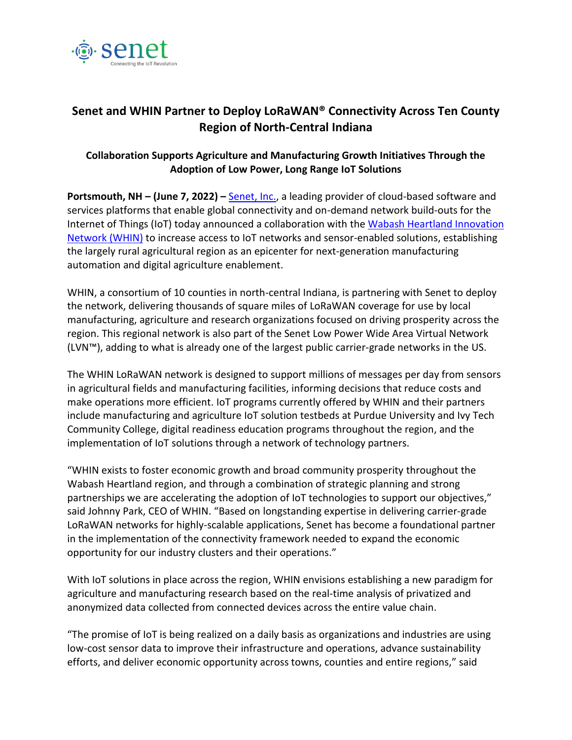# Senet and WHIN Partner to Deploy LoRaWAN® Connectivity Across Ten County Region of North-Central Indiana

## Collaboration Supports Agriculture and Manufacturing Growth Initiatives Through the Adoption of Low Power, Long Range IoT Solutions

**Portsmouth, NH – (June 7, 2022) –** Senet, Inc., a leading provider of cloud-based software and services platforms that enable global connectivity and on-demand network build-outs for the Internet of Things (IoT) today announced a collaboration with the Wabash Heartland Innovation Network (WHIN) to increase access to IoT networks and sensor-enabled solutions, establishing the largely rural agricultural region as an epicenter for next-generation manufacturing automation and digital agriculture enablement.

WHIN, a consortium of 10 counties in north-central Indiana, is partnering with Senet to deploy the network, delivering thousands of square miles of LoRaWAN coverage for use by local manufacturing, agriculture and research organizations focused on driving prosperity across the region. This regional network is also part of the Senet Low Power Wide Area Virtual Network (LVN™), adding to what is already one of the largest public carrier-grade networks in the US.

The WHIN LoRaWAN network is designed to support millions of messages per day from sensors in agricultural fields and manufacturing facilities, informing decisions that reduce costs and make operations more efficient. IoT programs currently offered by WHIN and their partners include manufacturing and agriculture IoT solution testbeds at Purdue University and Ivy Tech Community College, digital readiness education programs throughout the region, and the implementation of IoT solutions through a network of technology partners.

"WHIN exists to foster economic growth and broad community prosperity throughout the Wabash Heartland region, and through a combination of strategic planning and strong partnerships we are accelerating the adoption of IoT technologies to support our objectives," said Johnny Park, CEO of WHIN. "Based on longstanding expertise in delivering carrier-grade LoRaWAN networks for highly-scalable applications, Senet has become a foundational partner in the implementation of the connectivity framework needed to expand the economic opportunity for our industry clusters and their operations."

With IoT solutions in place across the region, WHIN envisions establishing a new paradigm for agriculture and manufacturing research based on the real-time analysis of privatized and anonymized data collected from connected devices across the entire value chain.

"The promise of IoT is being realized on a daily basis as organizations and industries are using low-cost sensor data to improve their infrastructure and operations, advance sustainability efforts, and deliver economic opportunity across towns, counties and entire regions," said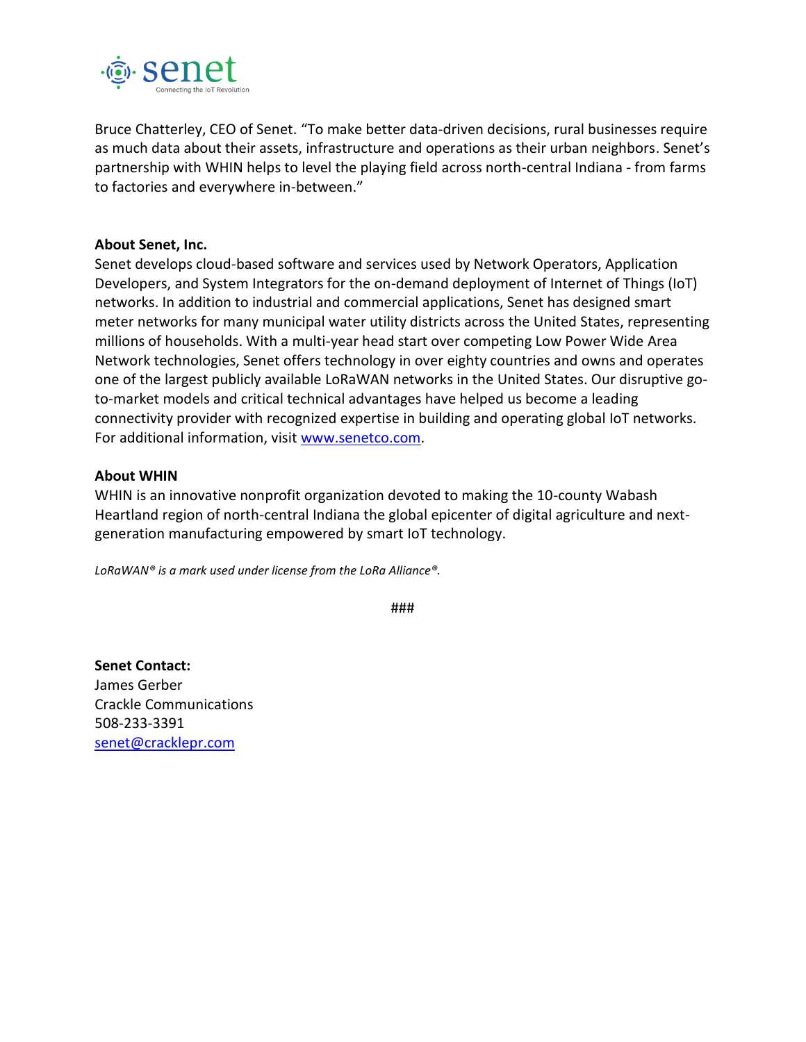Bruce Chatterley, CEO of Senet. "To make better data-driven decisions, rural businesses require as much data about their assets, infrastructure and operations as their urban neighbors. Senet's partnership with WHIN helps to level the playing field across north-central Indiana - from farms to factories and everywhere in-between."

**About Senet, Inc.**
Senet develops cloud-based software and services used by Network Operators, Application Developers, and System Integrators for the on-demand deployment of Internet of Things (IoT) networks. In addition to industrial and commercial applications, Senet has designed smart meter networks for many municipal water utility districts across the United States, representing millions of households. With a multi-year head start over competing Low Power Wide Area Network technologies, Senet offers technology in over eighty countries and owns and operates one of the largest publicly available LoRaWAN networks in the United States. Our disruptive go-to-market models and critical technical advantages have helped us become a leading connectivity provider with recognized expertise in building and operating global IoT networks. For additional information, visit [www.senetco.com](http://www.senetco.com).

**About WHIN**
WHIN is an innovative nonprofit organization devoted to making the 10-county Wabash Heartland region of north-central Indiana the global epicenter of digital agriculture and next-generation manufacturing empowered by smart IoT technology.

*LoRaWAN® is a mark used under license from the LoRa Alliance®.*

###

**Senet Contact:**
James Gerber
Crackle Communications
508-233-3391
[senet@cracklepr.com](mailto:senet@cracklepr.com)